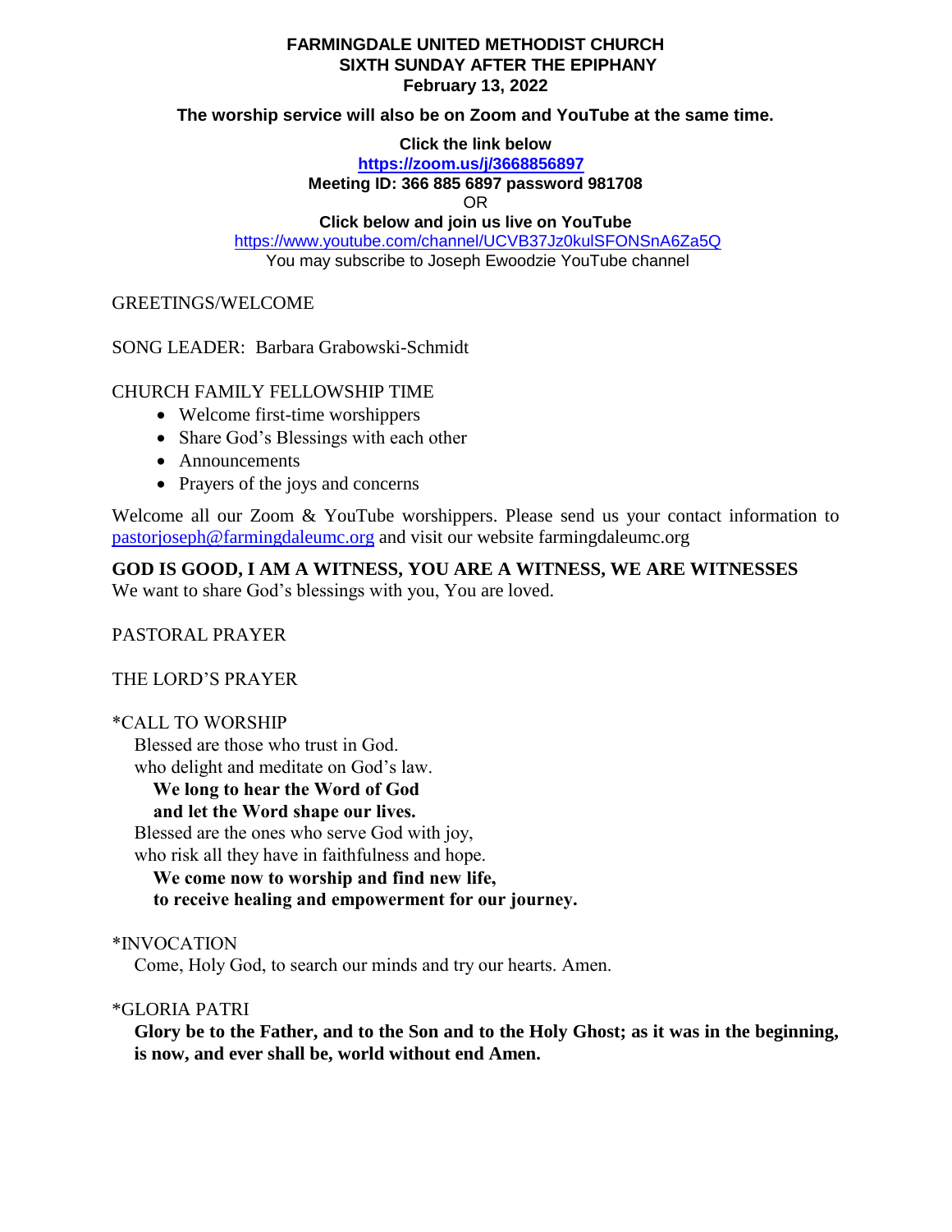**FARMINGDALE UNITED METHODIST CHURCH**
**SIXTH SUNDAY AFTER THE EPIPHANY**
**February 13, 2022**

**The worship service will also be on Zoom and YouTube at the same time.**

**Click the link below**
**https://zoom.us/j/3668856897**
**Meeting ID: 366 885 6897 password 981708**
OR
**Click below and join us live on YouTube**
https://www.youtube.com/channel/UCVB37Jz0kulSFONSnA6Za5Q
You may subscribe to Joseph Ewoodzie YouTube channel

GREETINGS/WELCOME

SONG LEADER: Barbara Grabowski-Schmidt

CHURCH FAMILY FELLOWSHIP TIME

- Welcome first-time worshippers
- Share God's Blessings with each other
- Announcements
- Prayers of the joys and concerns

Welcome all our Zoom & YouTube worshippers. Please send us your contact information to pastorjoseph@farmingdaleumc.org and visit our website farmingdaleumc.org

**GOD IS GOOD, I AM A WITNESS, YOU ARE A WITNESS, WE ARE WITNESSES**
We want to share God's blessings with you, You are loved.

PASTORAL PRAYER

THE LORD'S PRAYER

*CALL TO WORSHIP

Blessed are those who trust in God.
who delight and meditate on God's law.
**We long to hear the Word of God**
**and let the Word shape our lives.**
Blessed are the ones who serve God with joy,
who risk all they have in faithfulness and hope.
**We come now to worship and find new life,**
**to receive healing and empowerment for our journey.**

*INVOCATION

Come, Holy God, to search our minds and try our hearts. Amen.

*GLORIA PATRI

**Glory be to the Father, and to the Son and to the Holy Ghost; as it was in the beginning, is now, and ever shall be, world without end Amen.**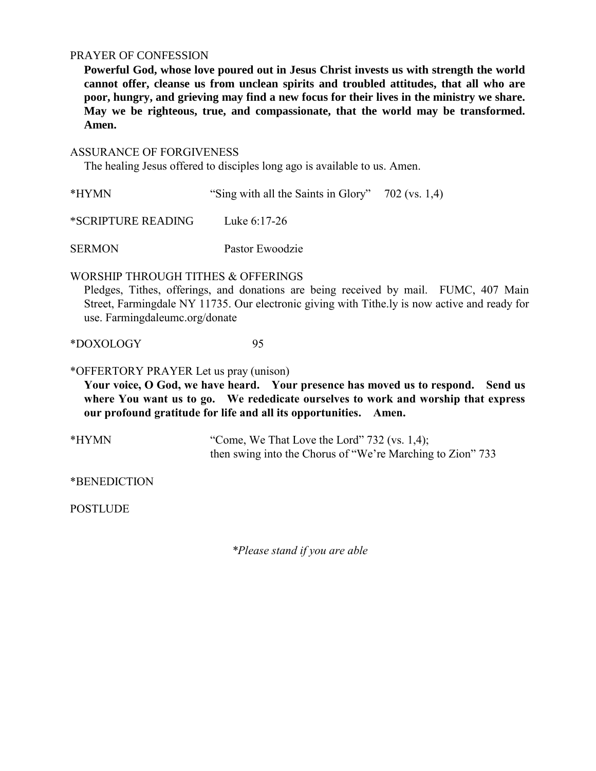PRAYER OF CONFESSION

**Powerful God, whose love poured out in Jesus Christ invests us with strength the world cannot offer, cleanse us from unclean spirits and troubled attitudes, that all who are poor, hungry, and grieving may find a new focus for their lives in the ministry we share. May we be righteous, true, and compassionate, that the world may be transformed. Amen.**

ASSURANCE OF FORGIVENESS

The healing Jesus offered to disciples long ago is available to us. Amen.

*HYMN "Sing with all the Saints in Glory" 702 (vs. 1,4)

*SCRIPTURE READING Luke 6:17-26

SERMON Pastor Ewoodzie

WORSHIP THROUGH TITHES & OFFERINGS

Pledges, Tithes, offerings, and donations are being received by mail. FUMC, 407 Main Street, Farmingdale NY 11735. Our electronic giving with Tithe.ly is now active and ready for use. Farmingdaleumc.org/donate

*DOXOLOGY 95

*OFFERTORY PRAYER Let us pray (unison)

**Your voice, O God, we have heard. Your presence has moved us to respond. Send us where You want us to go. We rededicate ourselves to work and worship that express our profound gratitude for life and all its opportunities. Amen.**

*HYMN "Come, We That Love the Lord" 732 (vs. 1,4);
then swing into the Chorus of "We're Marching to Zion" 733

*BENEDICTION

POSTLUDE

*\*Please stand if you are able*